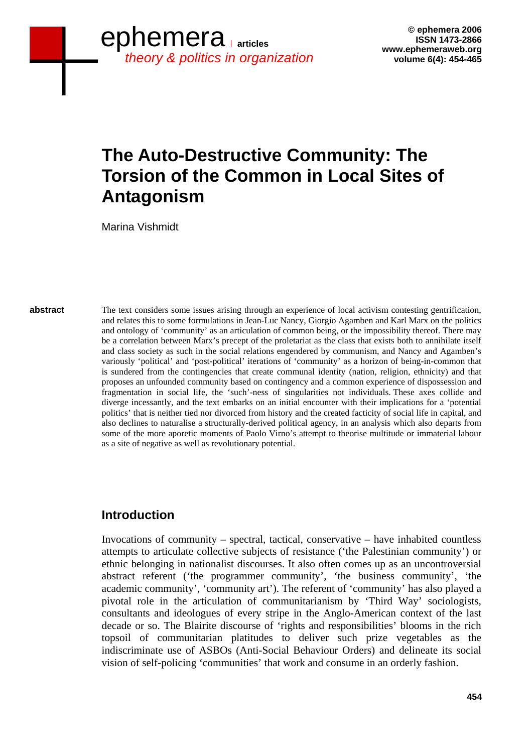# The Auto-Destructive Community: The Torsion of the Common in Local Sites of Antagonism

Marina Vishmidt

**abstract**

The text considers some issues arising through an experience of local activism contesting gentrification, and relates this to some formulations in Jean-Luc Nancy, Giorgio Agamben and Karl Marx on the politics and ontology of 'community' as an articulation of common being, or the impossibility thereof. There may be a correlation between Marx's precept of the proletariat as the class that exists both to annihilate itself and class society as such in the social relations engendered by communism, and Nancy and Agamben's variously 'political' and 'post-political' iterations of 'community' as a horizon of being-in-common that is sundered from the contingencies that create communal identity (nation, religion, ethnicity) and that proposes an unfounded community based on contingency and a common experience of dispossession and fragmentation in social life, the 'such'-ness of singularities not individuals. These axes collide and diverge incessantly, and the text embarks on an initial encounter with their implications for a 'potential politics' that is neither tied nor divorced from history and the created facticity of social life in capital, and also declines to naturalise a structurally-derived political agency, in an analysis which also departs from some of the more aporetic moments of Paolo Virno's attempt to theorise multitude or immaterial labour as a site of negative as well as revolutionary potential.

## Introduction

Invocations of community – spectral, tactical, conservative – have inhabited countless attempts to articulate collective subjects of resistance ('the Palestinian community') or ethnic belonging in nationalist discourses. It also often comes up as an uncontroversial abstract referent ('the programmer community', 'the business community', 'the academic community', 'community art'). The referent of 'community' has also played a pivotal role in the articulation of communitarianism by 'Third Way' sociologists, consultants and ideologues of every stripe in the Anglo-American context of the last decade or so. The Blairite discourse of 'rights and responsibilities' blooms in the rich topsoil of communitarian platitudes to deliver such prize vegetables as the indiscriminate use of ASBOs (Anti-Social Behaviour Orders) and delineate its social vision of self-policing 'communities' that work and consume in an orderly fashion.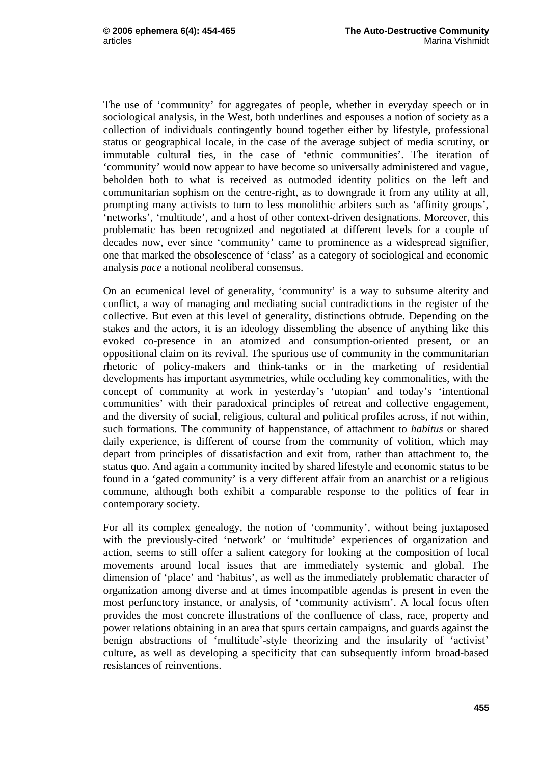The use of 'community' for aggregates of people, whether in everyday speech or in sociological analysis, in the West, both underlines and espouses a notion of society as a collection of individuals contingently bound together either by lifestyle, professional status or geographical locale, in the case of the average subject of media scrutiny, or immutable cultural ties, in the case of 'ethnic communities'. The iteration of 'community' would now appear to have become so universally administered and vague, beholden both to what is received as outmoded identity politics on the left and communitarian sophism on the centre-right, as to downgrade it from any utility at all, prompting many activists to turn to less monolithic arbiters such as 'affinity groups', 'networks', 'multitude', and a host of other context-driven designations. Moreover, this problematic has been recognized and negotiated at different levels for a couple of decades now, ever since 'community' came to prominence as a widespread signifier, one that marked the obsolescence of 'class' as a category of sociological and economic analysis *pace* a notional neoliberal consensus.

On an ecumenical level of generality, 'community' is a way to subsume alterity and conflict, a way of managing and mediating social contradictions in the register of the collective. But even at this level of generality, distinctions obtrude. Depending on the stakes and the actors, it is an ideology dissembling the absence of anything like this evoked co-presence in an atomized and consumption-oriented present, or an oppositional claim on its revival. The spurious use of community in the communitarian rhetoric of policy-makers and think-tanks or in the marketing of residential developments has important asymmetries, while occluding key commonalities, with the concept of community at work in yesterday's 'utopian' and today's 'intentional communities' with their paradoxical principles of retreat and collective engagement, and the diversity of social, religious, cultural and political profiles across, if not within, such formations. The community of happenstance, of attachment to *habitus* or shared daily experience, is different of course from the community of volition, which may depart from principles of dissatisfaction and exit from, rather than attachment to, the status quo. And again a community incited by shared lifestyle and economic status to be found in a 'gated community' is a very different affair from an anarchist or a religious commune, although both exhibit a comparable response to the politics of fear in contemporary society.

For all its complex genealogy, the notion of 'community', without being juxtaposed with the previously-cited 'network' or 'multitude' experiences of organization and action, seems to still offer a salient category for looking at the composition of local movements around local issues that are immediately systemic and global. The dimension of 'place' and 'habitus', as well as the immediately problematic character of organization among diverse and at times incompatible agendas is present in even the most perfunctory instance, or analysis, of 'community activism'. A local focus often provides the most concrete illustrations of the confluence of class, race, property and power relations obtaining in an area that spurs certain campaigns, and guards against the benign abstractions of 'multitude'-style theorizing and the insularity of 'activist' culture, as well as developing a specificity that can subsequently inform broad-based resistances of reinventions.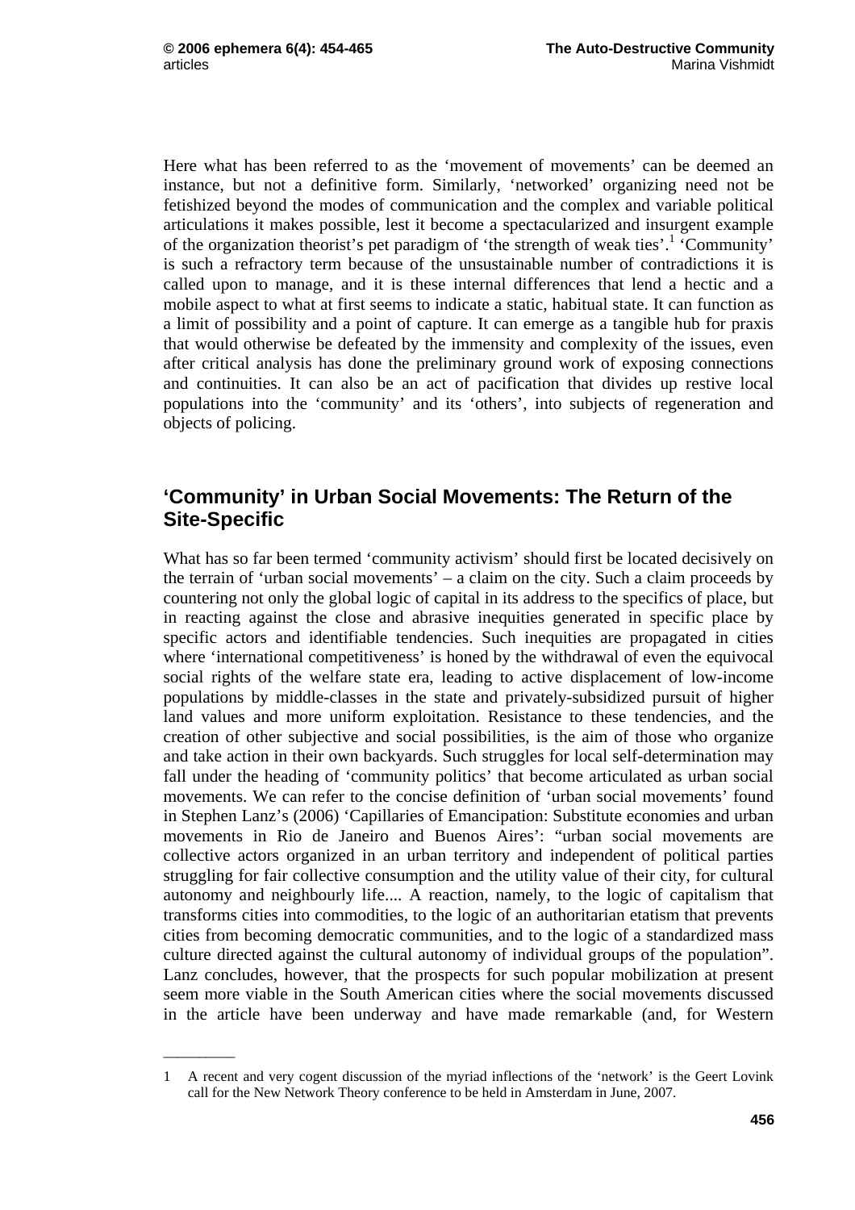Here what has been referred to as the 'movement of movements' can be deemed an instance, but not a definitive form. Similarly, 'networked' organizing need not be fetishized beyond the modes of communication and the complex and variable political articulations it makes possible, lest it become a spectacularized and insurgent example of the organization theorist's pet paradigm of 'the strength of weak ties'.[1] 'Community' is such a refractory term because of the unsustainable number of contradictions it is called upon to manage, and it is these internal differences that lend a hectic and a mobile aspect to what at first seems to indicate a static, habitual state. It can function as a limit of possibility and a point of capture. It can emerge as a tangible hub for praxis that would otherwise be defeated by the immensity and complexity of the issues, even after critical analysis has done the preliminary ground work of exposing connections and continuities. It can also be an act of pacification that divides up restive local populations into the 'community' and its 'others', into subjects of regeneration and objects of policing.

## 'Community' in Urban Social Movements: The Return of the Site-Specific

What has so far been termed 'community activism' should first be located decisively on the terrain of 'urban social movements' – a claim on the city. Such a claim proceeds by countering not only the global logic of capital in its address to the specifics of place, but in reacting against the close and abrasive inequities generated in specific place by specific actors and identifiable tendencies. Such inequities are propagated in cities where 'international competitiveness' is honed by the withdrawal of even the equivocal social rights of the welfare state era, leading to active displacement of low-income populations by middle-classes in the state and privately-subsidized pursuit of higher land values and more uniform exploitation. Resistance to these tendencies, and the creation of other subjective and social possibilities, is the aim of those who organize and take action in their own backyards. Such struggles for local self-determination may fall under the heading of 'community politics' that become articulated as urban social movements. We can refer to the concise definition of 'urban social movements' found in Stephen Lanz's (2006) 'Capillaries of Emancipation: Substitute economies and urban movements in Rio de Janeiro and Buenos Aires': "urban social movements are collective actors organized in an urban territory and independent of political parties struggling for fair collective consumption and the utility value of their city, for cultural autonomy and neighbourly life.... A reaction, namely, to the logic of capitalism that transforms cities into commodities, to the logic of an authoritarian etatism that prevents cities from becoming democratic communities, and to the logic of a standardized mass culture directed against the cultural autonomy of individual groups of the population". Lanz concludes, however, that the prospects for such popular mobilization at present seem more viable in the South American cities where the social movements discussed in the article have been underway and have made remarkable (and, for Western

---

1 A recent and very cogent discussion of the myriad inflections of the 'network' is the Geert Lovink call for the New Network Theory conference to be held in Amsterdam in June, 2007.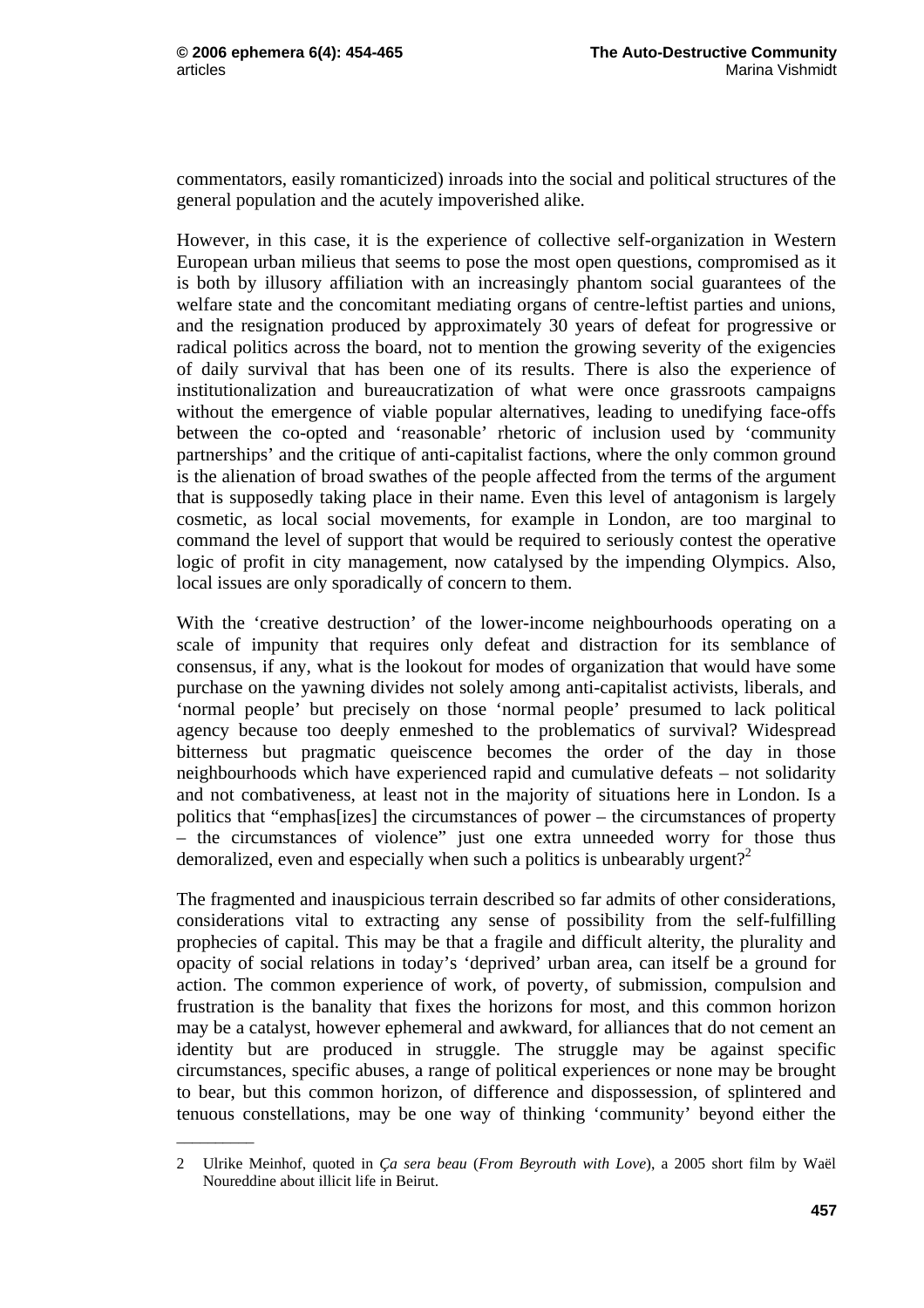commentators, easily romanticized) inroads into the social and political structures of the general population and the acutely impoverished alike.

However, in this case, it is the experience of collective self-organization in Western European urban milieus that seems to pose the most open questions, compromised as it is both by illusory affiliation with an increasingly phantom social guarantees of the welfare state and the concomitant mediating organs of centre-leftist parties and unions, and the resignation produced by approximately 30 years of defeat for progressive or radical politics across the board, not to mention the growing severity of the exigencies of daily survival that has been one of its results. There is also the experience of institutionalization and bureaucratization of what were once grassroots campaigns without the emergence of viable popular alternatives, leading to unedifying face-offs between the co-opted and 'reasonable' rhetoric of inclusion used by 'community partnerships' and the critique of anti-capitalist factions, where the only common ground is the alienation of broad swathes of the people affected from the terms of the argument that is supposedly taking place in their name. Even this level of antagonism is largely cosmetic, as local social movements, for example in London, are too marginal to command the level of support that would be required to seriously contest the operative logic of profit in city management, now catalysed by the impending Olympics. Also, local issues are only sporadically of concern to them.

With the 'creative destruction' of the lower-income neighbourhoods operating on a scale of impunity that requires only defeat and distraction for its semblance of consensus, if any, what is the lookout for modes of organization that would have some purchase on the yawning divides not solely among anti-capitalist activists, liberals, and 'normal people' but precisely on those 'normal people' presumed to lack political agency because too deeply enmeshed to the problematics of survival? Widespread bitterness but pragmatic queiscence becomes the order of the day in those neighbourhoods which have experienced rapid and cumulative defeats – not solidarity and not combativeness, at least not in the majority of situations here in London. Is a politics that "emphas[izes] the circumstances of power – the circumstances of property – the circumstances of violence" just one extra unneeded worry for those thus demoralized, even and especially when such a politics is unbearably urgent?[2]

The fragmented and inauspicious terrain described so far admits of other considerations, considerations vital to extracting any sense of possibility from the self-fulfilling prophecies of capital. This may be that a fragile and difficult alterity, the plurality and opacity of social relations in today's 'deprived' urban area, can itself be a ground for action. The common experience of work, of poverty, of submission, compulsion and frustration is the banality that fixes the horizons for most, and this common horizon may be a catalyst, however ephemeral and awkward, for alliances that do not cement an identity but are produced in struggle. The struggle may be against specific circumstances, specific abuses, a range of political experiences or none may be brought to bear, but this common horizon, of difference and dispossession, of splintered and tenuous constellations, may be one way of thinking 'community' beyond either the

---

2 Ulrike Meinhof, quoted in *Ça sera beau* (*From Beyrouth with Love*), a 2005 short film by Waël Noureddine about illicit life in Beirut.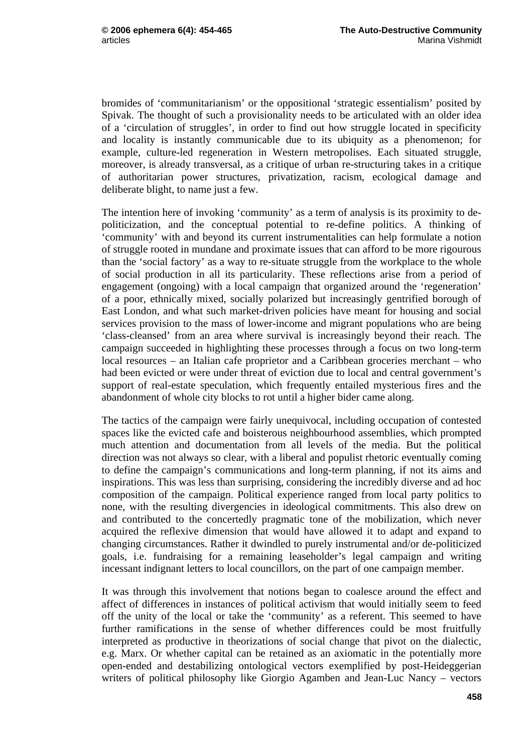bromides of 'communitarianism' or the oppositional 'strategic essentialism' posited by Spivak. The thought of such a provisionality needs to be articulated with an older idea of a 'circulation of struggles', in order to find out how struggle located in specificity and locality is instantly communicable due to its ubiquity as a phenomenon; for example, culture-led regeneration in Western metropolises. Each situated struggle, moreover, is already transversal, as a critique of urban re-structuring takes in a critique of authoritarian power structures, privatization, racism, ecological damage and deliberate blight, to name just a few.

The intention here of invoking 'community' as a term of analysis is its proximity to de-politicization, and the conceptual potential to re-define politics. A thinking of 'community' with and beyond its current instrumentalities can help formulate a notion of struggle rooted in mundane and proximate issues that can afford to be more rigourous than the 'social factory' as a way to re-situate struggle from the workplace to the whole of social production in all its particularity. These reflections arise from a period of engagement (ongoing) with a local campaign that organized around the 'regeneration' of a poor, ethnically mixed, socially polarized but increasingly gentrified borough of East London, and what such market-driven policies have meant for housing and social services provision to the mass of lower-income and migrant populations who are being 'class-cleansed' from an area where survival is increasingly beyond their reach. The campaign succeeded in highlighting these processes through a focus on two long-term local resources – an Italian cafe proprietor and a Caribbean groceries merchant – who had been evicted or were under threat of eviction due to local and central government's support of real-estate speculation, which frequently entailed mysterious fires and the abandonment of whole city blocks to rot until a higher bider came along.

The tactics of the campaign were fairly unequivocal, including occupation of contested spaces like the evicted cafe and boisterous neighbourhood assemblies, which prompted much attention and documentation from all levels of the media. But the political direction was not always so clear, with a liberal and populist rhetoric eventually coming to define the campaign's communications and long-term planning, if not its aims and inspirations. This was less than surprising, considering the incredibly diverse and ad hoc composition of the campaign. Political experience ranged from local party politics to none, with the resulting divergencies in ideological commitments. This also drew on and contributed to the concertedly pragmatic tone of the mobilization, which never acquired the reflexive dimension that would have allowed it to adapt and expand to changing circumstances. Rather it dwindled to purely instrumental and/or de-politicized goals, i.e. fundraising for a remaining leaseholder's legal campaign and writing incessant indignant letters to local councillors, on the part of one campaign member.

It was through this involvement that notions began to coalesce around the effect and affect of differences in instances of political activism that would initially seem to feed off the unity of the local or take the 'community' as a referent. This seemed to have further ramifications in the sense of whether differences could be most fruitfully interpreted as productive in theorizations of social change that pivot on the dialectic, e.g. Marx. Or whether capital can be retained as an axiomatic in the potentially more open-ended and destabilizing ontological vectors exemplified by post-Heideggerian writers of political philosophy like Giorgio Agamben and Jean-Luc Nancy – vectors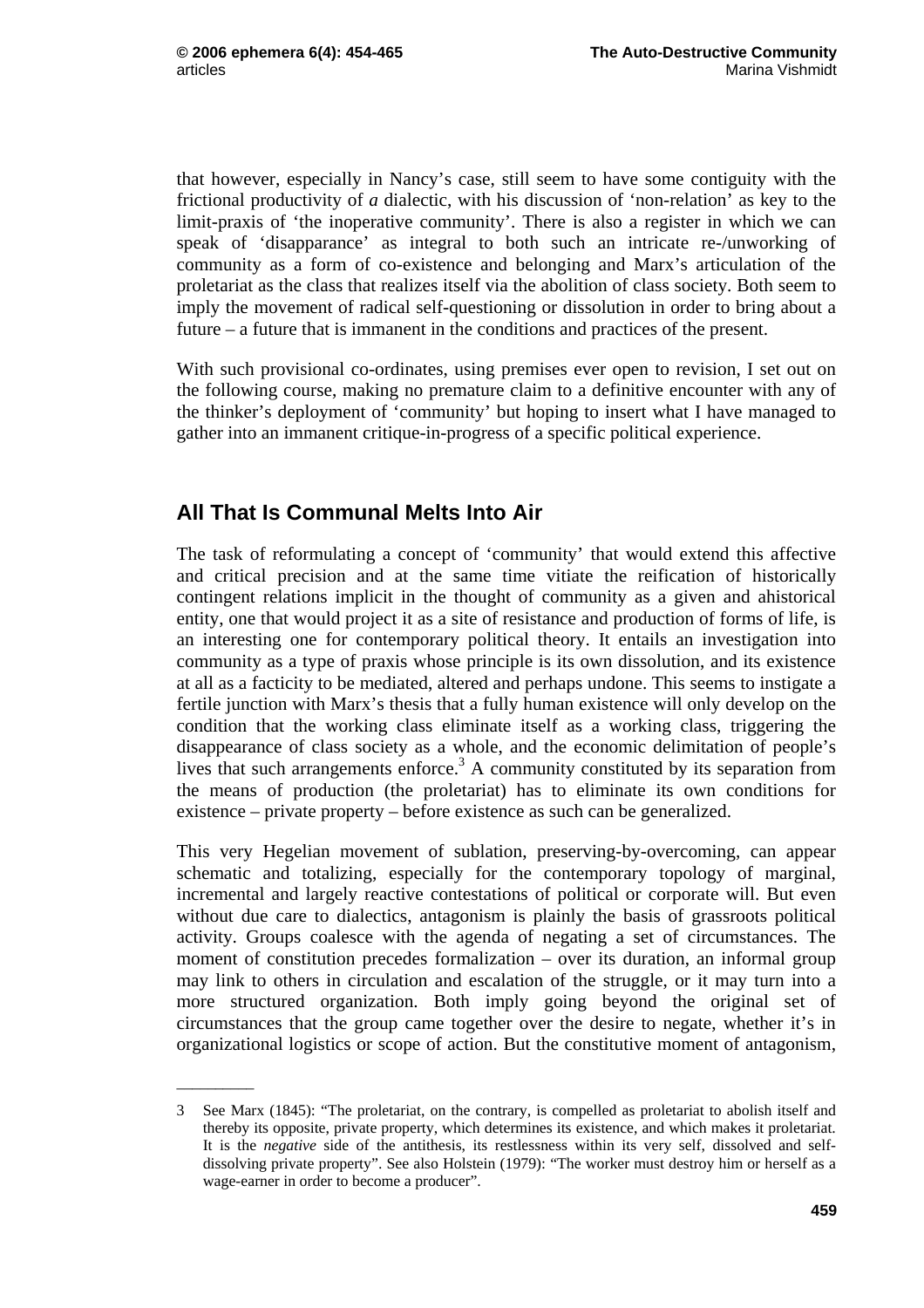that however, especially in Nancy's case, still seem to have some contiguity with the frictional productivity of *a* dialectic, with his discussion of 'non-relation' as key to the limit-praxis of 'the inoperative community'. There is also a register in which we can speak of 'disapparance' as integral to both such an intricate re-/unworking of community as a form of co-existence and belonging and Marx's articulation of the proletariat as the class that realizes itself via the abolition of class society. Both seem to imply the movement of radical self-questioning or dissolution in order to bring about a future – a future that is immanent in the conditions and practices of the present.

With such provisional co-ordinates, using premises ever open to revision, I set out on the following course, making no premature claim to a definitive encounter with any of the thinker's deployment of 'community' but hoping to insert what I have managed to gather into an immanent critique-in-progress of a specific political experience.

## All That Is Communal Melts Into Air

The task of reformulating a concept of 'community' that would extend this affective and critical precision and at the same time vitiate the reification of historically contingent relations implicit in the thought of community as a given and ahistorical entity, one that would project it as a site of resistance and production of forms of life, is an interesting one for contemporary political theory. It entails an investigation into community as a type of praxis whose principle is its own dissolution, and its existence at all as a facticity to be mediated, altered and perhaps undone. This seems to instigate a fertile junction with Marx's thesis that a fully human existence will only develop on the condition that the working class eliminate itself as a working class, triggering the disappearance of class society as a whole, and the economic delimitation of people's lives that such arrangements enforce.[3] A community constituted by its separation from the means of production (the proletariat) has to eliminate its own conditions for existence – private property – before existence as such can be generalized.

This very Hegelian movement of sublation, preserving-by-overcoming, can appear schematic and totalizing, especially for the contemporary topology of marginal, incremental and largely reactive contestations of political or corporate will. But even without due care to dialectics, antagonism is plainly the basis of grassroots political activity. Groups coalesce with the agenda of negating a set of circumstances. The moment of constitution precedes formalization – over its duration, an informal group may link to others in circulation and escalation of the struggle, or it may turn into a more structured organization. Both imply going beyond the original set of circumstances that the group came together over the desire to negate, whether it's in organizational logistics or scope of action. But the constitutive moment of antagonism,

---

3 See Marx (1845): "The proletariat, on the contrary, is compelled as proletariat to abolish itself and thereby its opposite, private property, which determines its existence, and which makes it proletariat. It is the *negative* side of the antithesis, its restlessness within its very self, dissolved and self-dissolving private property". See also Holstein (1979): "The worker must destroy him or herself as a wage-earner in order to become a producer".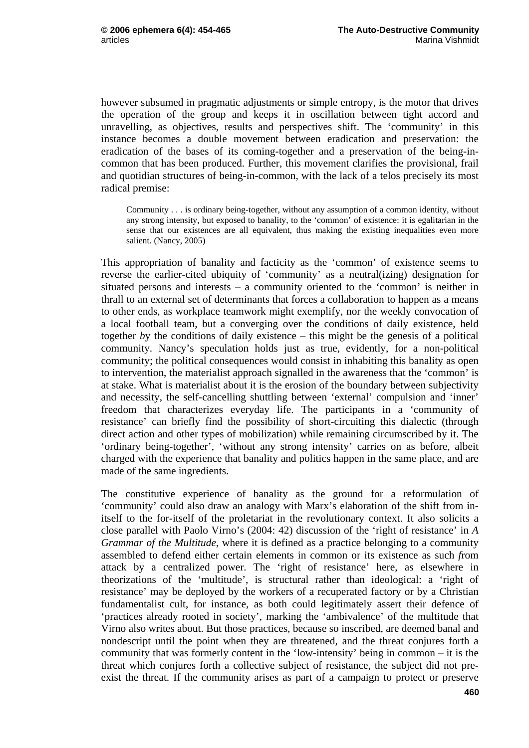however subsumed in pragmatic adjustments or simple entropy, is the motor that drives the operation of the group and keeps it in oscillation between tight accord and unravelling, as objectives, results and perspectives shift. The 'community' in this instance becomes a double movement between eradication and preservation: the eradication of the bases of its coming-together and a preservation of the being-in-common that has been produced. Further, this movement clarifies the provisional, frail and quotidian structures of being-in-common, with the lack of a telos precisely its most radical premise:

> Community . . . is ordinary being-together, without any assumption of a common identity, without any strong intensity, but exposed to banality, to the 'common' of existence: it is egalitarian in the sense that our existences are all equivalent, thus making the existing inequalities even more salient. (Nancy, 2005)

This appropriation of banality and facticity as the 'common' of existence seems to reverse the earlier-cited ubiquity of 'community' as a neutral(izing) designation for situated persons and interests – a community oriented to the 'common' is neither in thrall to an external set of determinants that forces a collaboration to happen as a means to other ends, as workplace teamwork might exemplify, nor the weekly convocation of a local football team, but a converging over the conditions of daily existence, held together *b*y the conditions of daily existence – this might be the genesis of a political community. Nancy's speculation holds just as true, evidently, for a non-political community; the political consequences would consist in inhabiting this banality as open to intervention, the materialist approach signalled in the awareness that the 'common' is at stake. What is materialist about it is the erosion of the boundary between subjectivity and necessity, the self-cancelling shuttling between 'external' compulsion and 'inner' freedom that characterizes everyday life. The participants in a 'community of resistance' can briefly find the possibility of short-circuiting this dialectic (through direct action and other types of mobilization) while remaining circumscribed by it. The 'ordinary being-together', 'without any strong intensity' carries on as before, albeit charged with the experience that banality and politics happen in the same place, and are made of the same ingredients.

The constitutive experience of banality as the ground for a reformulation of 'community' could also draw an analogy with Marx's elaboration of the shift from in-itself to the for-itself of the proletariat in the revolutionary context. It also solicits a close parallel with Paolo Virno's (2004: 42) discussion of the 'right of resistance' in *A Grammar of the Multitude*, where it is defined as a practice belonging to a community assembled to defend either certain elements in common or its existence as such *f*rom attack by a centralized power. The 'right of resistance' here, as elsewhere in theorizations of the 'multitude', is structural rather than ideological: a 'right of resistance' may be deployed by the workers of a recuperated factory or by a Christian fundamentalist cult, for instance, as both could legitimately assert their defence of 'practices already rooted in society', marking the 'ambivalence' of the multitude that Virno also writes about. But those practices, because so inscribed, are deemed banal and nondescript until the point when they are threatened, and the threat conjures forth a community that was formerly content in the 'low-intensity' being in common – it is the threat which conjures forth a collective subject of resistance, the subject did not pre-exist the threat. If the community arises as part of a campaign to protect or preserve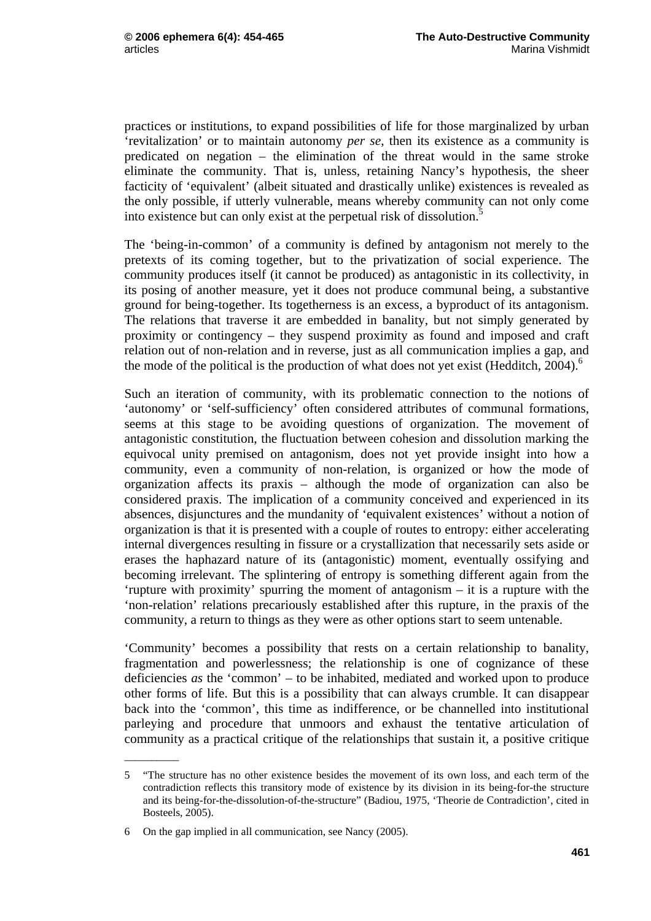practices or institutions, to expand possibilities of life for those marginalized by urban ‘revitalization’ or to maintain autonomy *per se*, then its existence as a community is predicated on negation – the elimination of the threat would in the same stroke eliminate the community. That is, unless, retaining Nancy’s hypothesis, the sheer facticity of ‘equivalent’ (albeit situated and drastically unlike) existences is revealed as the only possible, if utterly vulnerable, means whereby community can not only come into existence but can only exist at the perpetual risk of dissolution.[5]

The ‘being-in-common’ of a community is defined by antagonism not merely to the pretexts of its coming together, but to the privatization of social experience. The community produces itself (it cannot be produced) as antagonistic in its collectivity, in its posing of another measure, yet it does not produce communal being, a substantive ground for being-together. Its togetherness is an excess, a byproduct of its antagonism. The relations that traverse it are embedded in banality, but not simply generated by proximity or contingency – they suspend proximity as found and imposed and craft relation out of non-relation and in reverse, just as all communication implies a gap, and the mode of the political is the production of what does not yet exist (Hedditch, 2004).[6]

Such an iteration of community, with its problematic connection to the notions of ‘autonomy’ or ‘self-sufficiency’ often considered attributes of communal formations, seems at this stage to be avoiding questions of organization. The movement of antagonistic constitution, the fluctuation between cohesion and dissolution marking the equivocal unity premised on antagonism, does not yet provide insight into how a community, even a community of non-relation, is organized or how the mode of organization affects its praxis – although the mode of organization can also be considered praxis. The implication of a community conceived and experienced in its absences, disjunctures and the mundanity of ‘equivalent existences’ without a notion of organization is that it is presented with a couple of routes to entropy: either accelerating internal divergences resulting in fissure or a crystallization that necessarily sets aside or erases the haphazard nature of its (antagonistic) moment, eventually ossifying and becoming irrelevant. The splintering of entropy is something different again from the ‘rupture with proximity’ spurring the moment of antagonism – it is a rupture with the ‘non-relation’ relations precariously established after this rupture, in the praxis of the community, a return to things as they were as other options start to seem untenable.

‘Community’ becomes a possibility that rests on a certain relationship to banality, fragmentation and powerlessness; the relationship is one of cognizance of these deficiencies *as* the ‘common’ – to be inhabited, mediated and worked upon to produce other forms of life. But this is a possibility that can always crumble. It can disappear back into the ‘common’, this time as indifference, or be channelled into institutional parleying and procedure that unmoors and exhaust the tentative articulation of community as a practical critique of the relationships that sustain it, a positive critique

---

5 “The structure has no other existence besides the movement of its own loss, and each term of the contradiction reflects this transitory mode of existence by its division in its being-for-the structure and its being-for-the-dissolution-of-the-structure” (Badiou, 1975, ‘Theorie de Contradiction’, cited in Bosteels, 2005).

6 On the gap implied in all communication, see Nancy (2005).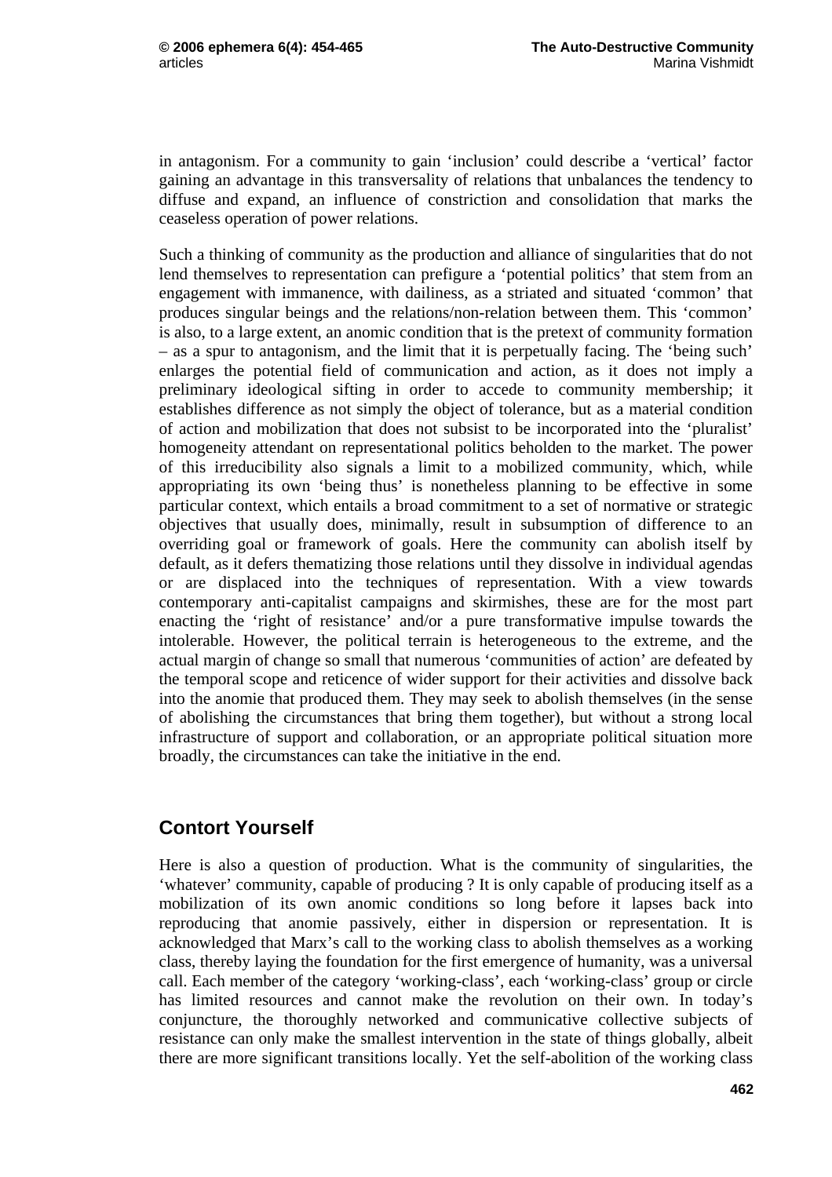in antagonism. For a community to gain 'inclusion' could describe a 'vertical' factor gaining an advantage in this transversality of relations that unbalances the tendency to diffuse and expand, an influence of constriction and consolidation that marks the ceaseless operation of power relations.

Such a thinking of community as the production and alliance of singularities that do not lend themselves to representation can prefigure a 'potential politics' that stem from an engagement with immanence, with dailiness, as a striated and situated 'common' that produces singular beings and the relations/non-relation between them. This 'common' is also, to a large extent, an anomic condition that is the pretext of community formation – as a spur to antagonism, and the limit that it is perpetually facing. The 'being such' enlarges the potential field of communication and action, as it does not imply a preliminary ideological sifting in order to accede to community membership; it establishes difference as not simply the object of tolerance, but as a material condition of action and mobilization that does not subsist to be incorporated into the 'pluralist' homogeneity attendant on representational politics beholden to the market. The power of this irreducibility also signals a limit to a mobilized community, which, while appropriating its own 'being thus' is nonetheless planning to be effective in some particular context, which entails a broad commitment to a set of normative or strategic objectives that usually does, minimally, result in subsumption of difference to an overriding goal or framework of goals. Here the community can abolish itself by default, as it defers thematizing those relations until they dissolve in individual agendas or are displaced into the techniques of representation. With a view towards contemporary anti-capitalist campaigns and skirmishes, these are for the most part enacting the 'right of resistance' and/or a pure transformative impulse towards the intolerable. However, the political terrain is heterogeneous to the extreme, and the actual margin of change so small that numerous 'communities of action' are defeated by the temporal scope and reticence of wider support for their activities and dissolve back into the anomie that produced them. They may seek to abolish themselves (in the sense of abolishing the circumstances that bring them together), but without a strong local infrastructure of support and collaboration, or an appropriate political situation more broadly, the circumstances can take the initiative in the end.

## Contort Yourself

Here is also a question of production. What is the community of singularities, the 'whatever' community, capable of producing ? It is only capable of producing itself as a mobilization of its own anomic conditions so long before it lapses back into reproducing that anomie passively, either in dispersion or representation. It is acknowledged that Marx's call to the working class to abolish themselves as a working class, thereby laying the foundation for the first emergence of humanity, was a universal call. Each member of the category 'working-class', each 'working-class' group or circle has limited resources and cannot make the revolution on their own. In today's conjuncture, the thoroughly networked and communicative collective subjects of resistance can only make the smallest intervention in the state of things globally, albeit there are more significant transitions locally. Yet the self-abolition of the working class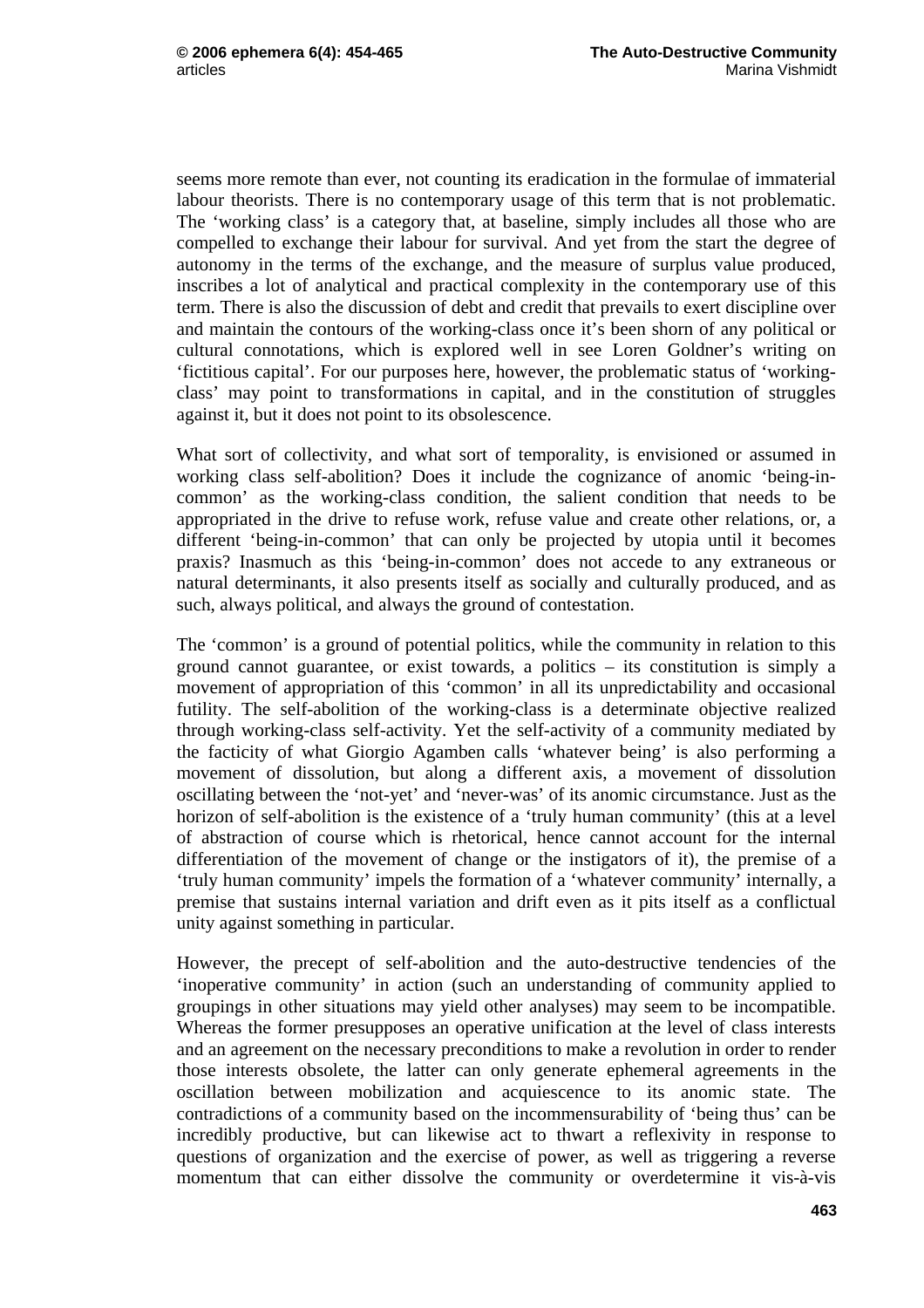seems more remote than ever, not counting its eradication in the formulae of immaterial labour theorists. There is no contemporary usage of this term that is not problematic. The 'working class' is a category that, at baseline, simply includes all those who are compelled to exchange their labour for survival. And yet from the start the degree of autonomy in the terms of the exchange, and the measure of surplus value produced, inscribes a lot of analytical and practical complexity in the contemporary use of this term. There is also the discussion of debt and credit that prevails to exert discipline over and maintain the contours of the working-class once it's been shorn of any political or cultural connotations, which is explored well in see Loren Goldner's writing on 'fictitious capital'. For our purposes here, however, the problematic status of 'working-class' may point to transformations in capital, and in the constitution of struggles against it, but it does not point to its obsolescence.

What sort of collectivity, and what sort of temporality, is envisioned or assumed in working class self-abolition? Does it include the cognizance of anomic 'being-in-common' as the working-class condition, the salient condition that needs to be appropriated in the drive to refuse work, refuse value and create other relations, or, a different 'being-in-common' that can only be projected by utopia until it becomes praxis? Inasmuch as this 'being-in-common' does not accede to any extraneous or natural determinants, it also presents itself as socially and culturally produced, and as such, always political, and always the ground of contestation.

The 'common' is a ground of potential politics, while the community in relation to this ground cannot guarantee, or exist towards, a politics – its constitution is simply a movement of appropriation of this 'common' in all its unpredictability and occasional futility. The self-abolition of the working-class is a determinate objective realized through working-class self-activity. Yet the self-activity of a community mediated by the facticity of what Giorgio Agamben calls 'whatever being' is also performing a movement of dissolution, but along a different axis, a movement of dissolution oscillating between the 'not-yet' and 'never-was' of its anomic circumstance. Just as the horizon of self-abolition is the existence of a 'truly human community' (this at a level of abstraction of course which is rhetorical, hence cannot account for the internal differentiation of the movement of change or the instigators of it), the premise of a 'truly human community' impels the formation of a 'whatever community' internally, a premise that sustains internal variation and drift even as it pits itself as a conflictual unity against something in particular.

However, the precept of self-abolition and the auto-destructive tendencies of the 'inoperative community' in action (such an understanding of community applied to groupings in other situations may yield other analyses) may seem to be incompatible. Whereas the former presupposes an operative unification at the level of class interests and an agreement on the necessary preconditions to make a revolution in order to render those interests obsolete, the latter can only generate ephemeral agreements in the oscillation between mobilization and acquiescence to its anomic state. The contradictions of a community based on the incommensurability of 'being thus' can be incredibly productive, but can likewise act to thwart a reflexivity in response to questions of organization and the exercise of power, as well as triggering a reverse momentum that can either dissolve the community or overdetermine it vis-à-vis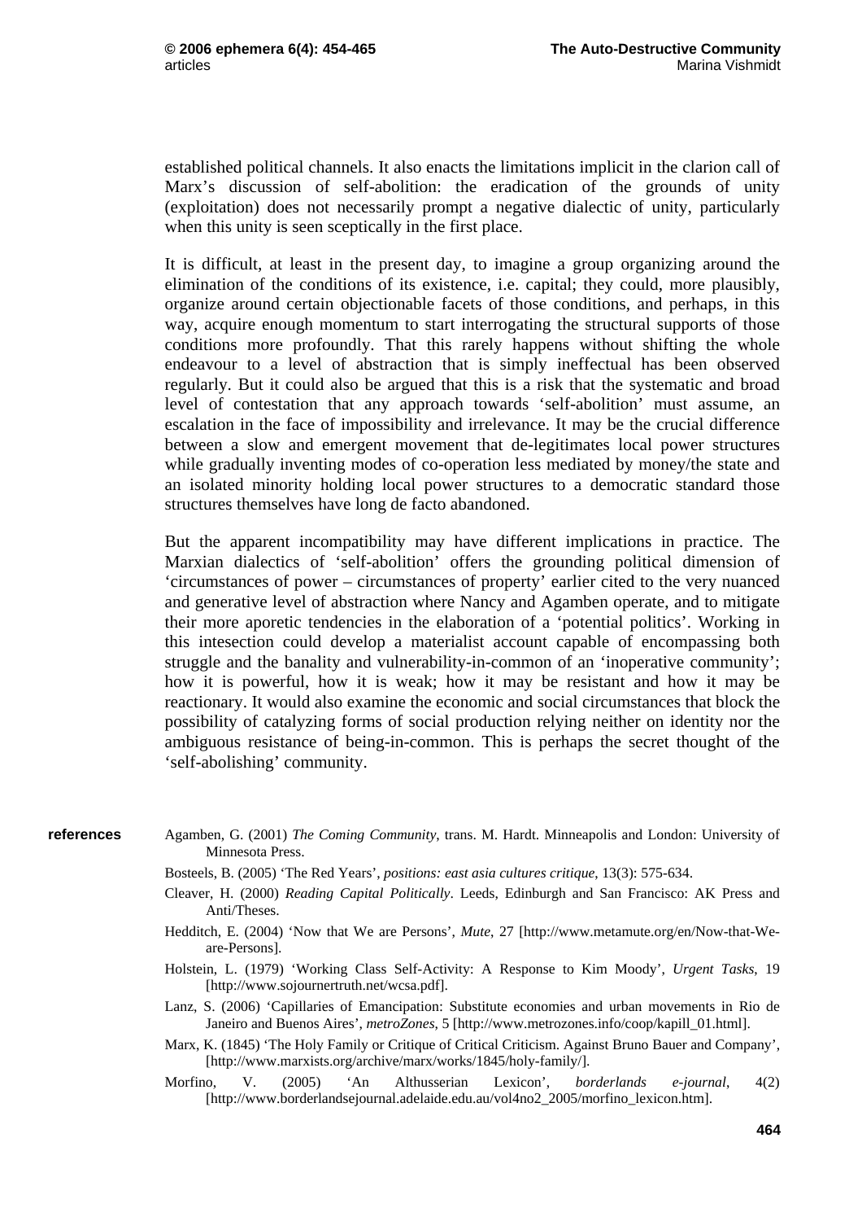established political channels. It also enacts the limitations implicit in the clarion call of Marx's discussion of self-abolition: the eradication of the grounds of unity (exploitation) does not necessarily prompt a negative dialectic of unity, particularly when this unity is seen sceptically in the first place.

It is difficult, at least in the present day, to imagine a group organizing around the elimination of the conditions of its existence, i.e. capital; they could, more plausibly, organize around certain objectionable facets of those conditions, and perhaps, in this way, acquire enough momentum to start interrogating the structural supports of those conditions more profoundly. That this rarely happens without shifting the whole endeavour to a level of abstraction that is simply ineffectual has been observed regularly. But it could also be argued that this is a risk that the systematic and broad level of contestation that any approach towards 'self-abolition' must assume, an escalation in the face of impossibility and irrelevance. It may be the crucial difference between a slow and emergent movement that de-legitimates local power structures while gradually inventing modes of co-operation less mediated by money/the state and an isolated minority holding local power structures to a democratic standard those structures themselves have long de facto abandoned.

But the apparent incompatibility may have different implications in practice. The Marxian dialectics of 'self-abolition' offers the grounding political dimension of 'circumstances of power – circumstances of property' earlier cited to the very nuanced and generative level of abstraction where Nancy and Agamben operate, and to mitigate their more aporetic tendencies in the elaboration of a 'potential politics'. Working in this intesection could develop a materialist account capable of encompassing both struggle and the banality and vulnerability-in-common of an 'inoperative community'; how it is powerful, how it is weak; how it may be resistant and how it may be reactionary. It would also examine the economic and social circumstances that block the possibility of catalyzing forms of social production relying neither on identity nor the ambiguous resistance of being-in-common. This is perhaps the secret thought of the 'self-abolishing' community.

## references

Agamben, G. (2001) *The Coming Community*, trans. M. Hardt. Minneapolis and London: University of Minnesota Press.

Bosteels, B. (2005) 'The Red Years', *positions: east asia cultures critique*, 13(3): 575-634.

Cleaver, H. (2000) *Reading Capital Politically*. Leeds, Edinburgh and San Francisco: AK Press and Anti/Theses.

Hedditch, E. (2004) 'Now that We are Persons', *Mute*, 27 [http://www.metamute.org/en/Now-that-We-are-Persons].

Holstein, L. (1979) 'Working Class Self-Activity: A Response to Kim Moody', *Urgent Tasks*, 19 [http://www.sojournertruth.net/wcsa.pdf].

Lanz, S. (2006) 'Capillaries of Emancipation: Substitute economies and urban movements in Rio de Janeiro and Buenos Aires', *metroZones*, 5 [http://www.metrozones.info/coop/kapill_01.html].

Marx, K. (1845) 'The Holy Family or Critique of Critical Criticism. Against Bruno Bauer and Company', [http://www.marxists.org/archive/marx/works/1845/holy-family/].

Morfino, V. (2005) 'An Althusserian Lexicon', *borderlands e-journal*, 4(2) [http://www.borderlandsejournal.adelaide.edu.au/vol4no2_2005/morfino_lexicon.htm].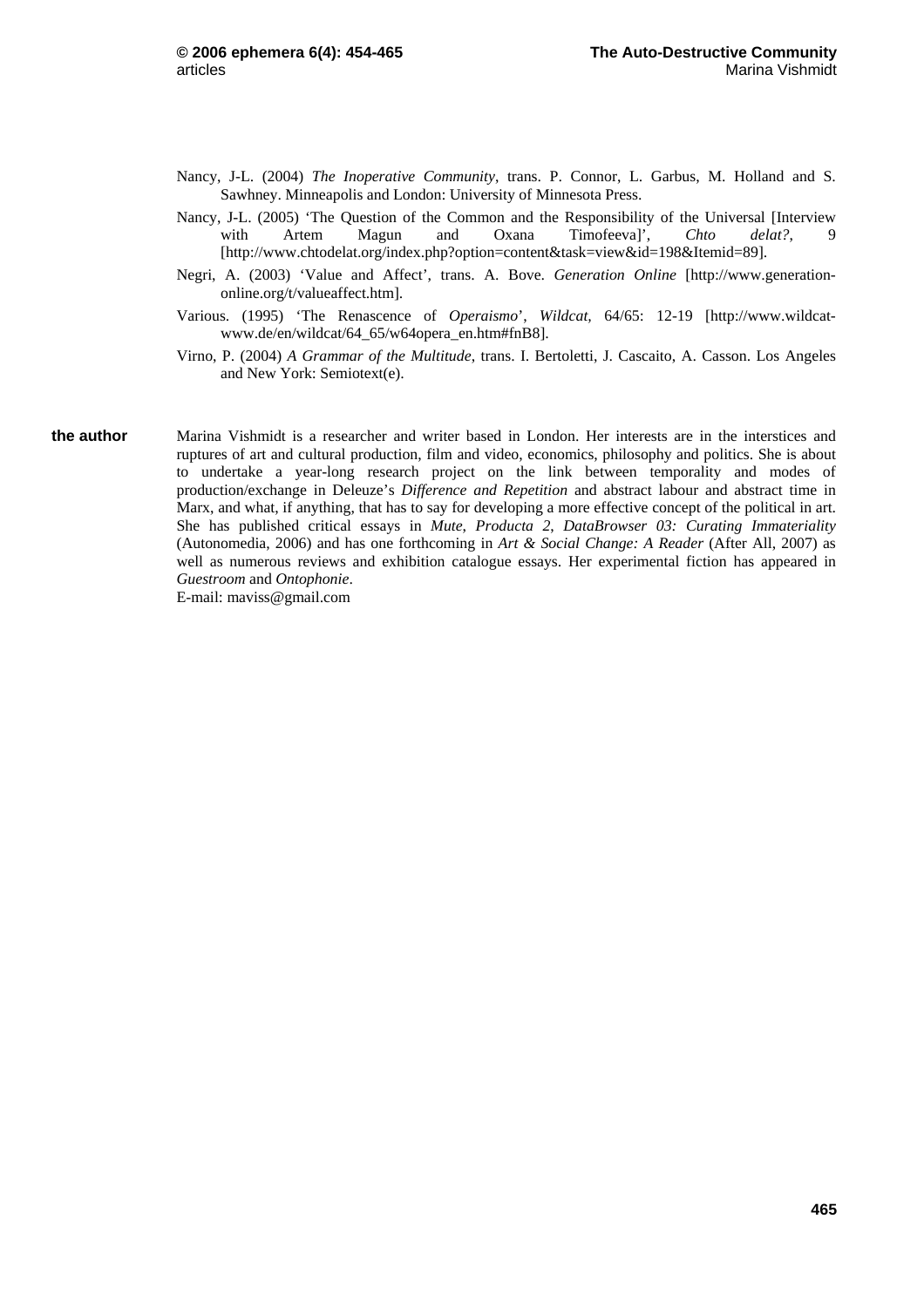Nancy, J-L. (2004) *The Inoperative Community*, trans. P. Connor, L. Garbus, M. Holland and S. Sawhney. Minneapolis and London: University of Minnesota Press.

Nancy, J-L. (2005) 'The Question of the Common and the Responsibility of the Universal [Interview with Artem Magun and Oxana Timofeeva]', *Chto delat?*, 9 [http://www.chtodelat.org/index.php?option=content&task=view&id=198&Itemid=89].

Negri, A. (2003) 'Value and Affect', trans. A. Bove. *Generation Online* [http://www.generation-online.org/t/valueaffect.htm].

Various. (1995) 'The Renascence of *Operaismo*', *Wildcat*, 64/65: 12-19 [http://www.wildcat-www.de/en/wildcat/64_65/w64opera_en.htm#fnB8].

Virno, P. (2004) *A Grammar of the Multitude*, trans. I. Bertoletti, J. Cascaito, A. Casson. Los Angeles and New York: Semiotext(e).

**the author**

Marina Vishmidt is a researcher and writer based in London. Her interests are in the interstices and ruptures of art and cultural production, film and video, economics, philosophy and politics. She is about to undertake a year-long research project on the link between temporality and modes of production/exchange in Deleuze's *Difference and Repetition* and abstract labour and abstract time in Marx, and what, if anything, that has to say for developing a more effective concept of the political in art. She has published critical essays in *Mute*, *Producta 2*, *DataBrowser 03: Curating Immateriality* (Autonomedia, 2006) and has one forthcoming in *Art & Social Change: A Reader* (After All, 2007) as well as numerous reviews and exhibition catalogue essays. Her experimental fiction has appeared in *Guestroom* and *Ontophonie*.

E-mail: maviss@gmail.com